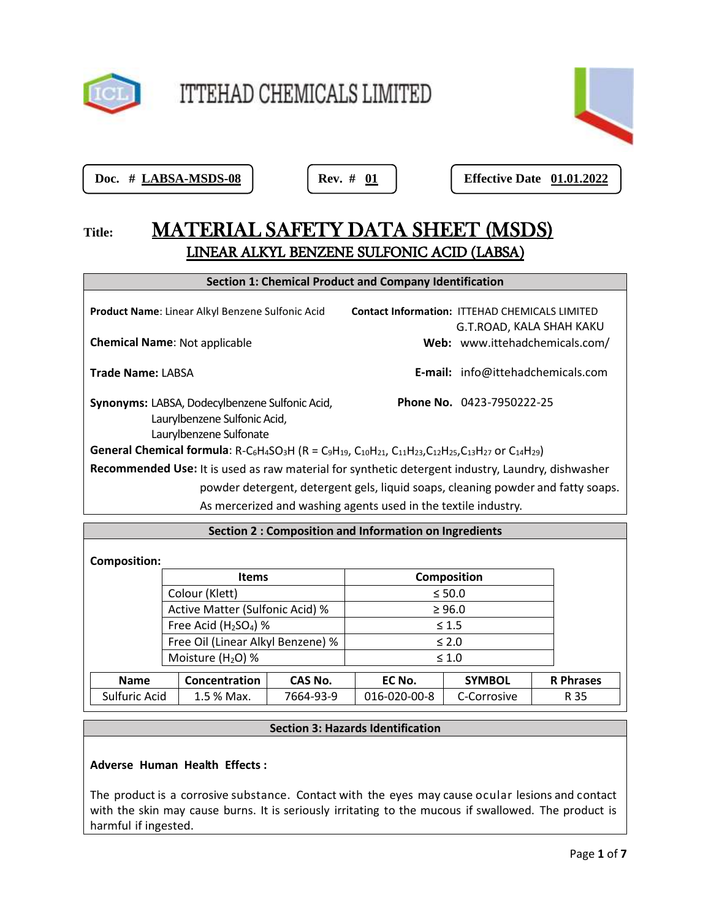# ITTEHAD CHEMICALS LIMITED

**Doc. # LABSA-MSDS-08** | **Rev. # 01** | **Effective Date 01.01.2022**

**Title:** **MATERIAL SAFETY DATA SHEET (MSDS)**

## LINEAR ALKYL BENZENE SULFONIC ACID (LABSA)

## Section 1: Chemical Product and Company Identification

**Product Name**: Linear Alkyl Benzene Sulfonic Acid

**Chemical Name**: Not applicable

**Trade Name:** LABSA

**Synonyms:** LABSA, Dodecylbenzene Sulfonic Acid, Laurylbenzene Sulfonic Acid, Laurylbenzene Sulfonate

**Contact Information:** ITTEHAD CHEMICALS LIMITED G.T.ROAD, KALA SHAH KAKU

**Web:** www.ittehadchemicals.com/

**E-mail:** info@ittehadchemicals.com

**Phone No.** 0423-7950222-25

**General Chemical formula**: $R\text{-}C_6H_4SO_3H$ (R = $C_9H_{19}$, $C_{10}H_{21}$, $C_{11}H_{23}$, $C_{12}H_{25}$, $C_{13}H_{27}$ or $C_{14}H_{29}$)

**Recommended Use:** It is used as raw material for synthetic detergent industry, Laundry, dishwasher powder detergent, detergent gels, liquid soaps, cleaning powder and fatty soaps. As mercerized and washing agents used in the textile industry.

## Section 2 : Composition and Information on Ingredients

**Composition:**

| Items | Composition |
|---|---|
| Colour (Klett) | ≤ 50.0 |
| Active Matter (Sulfonic Acid) % | ≥ 96.0 |
| Free Acid ($H_2SO_4$) % | ≤ 1.5 |
| Free Oil (Linear Alkyl Benzene) % | ≤ 2.0 |
| Moisture ($H_2O$) % | ≤ 1.0 |

| Name | Concentration | CAS No. | EC No. | SYMBOL | R Phrases |
|---|---|---|---|---|---|
| Sulfuric Acid | 1.5 % Max. | 7664-93-9 | 016-020-00-8 | C-Corrosive | R 35 |

## Section 3: Hazards Identification

**Adverse Human Health Effects :**

The product is a corrosive substance. Contact with the eyes may cause ocular lesions and contact with the skin may cause burns. It is seriously irritating to the mucous if swallowed. The product is harmful if ingested.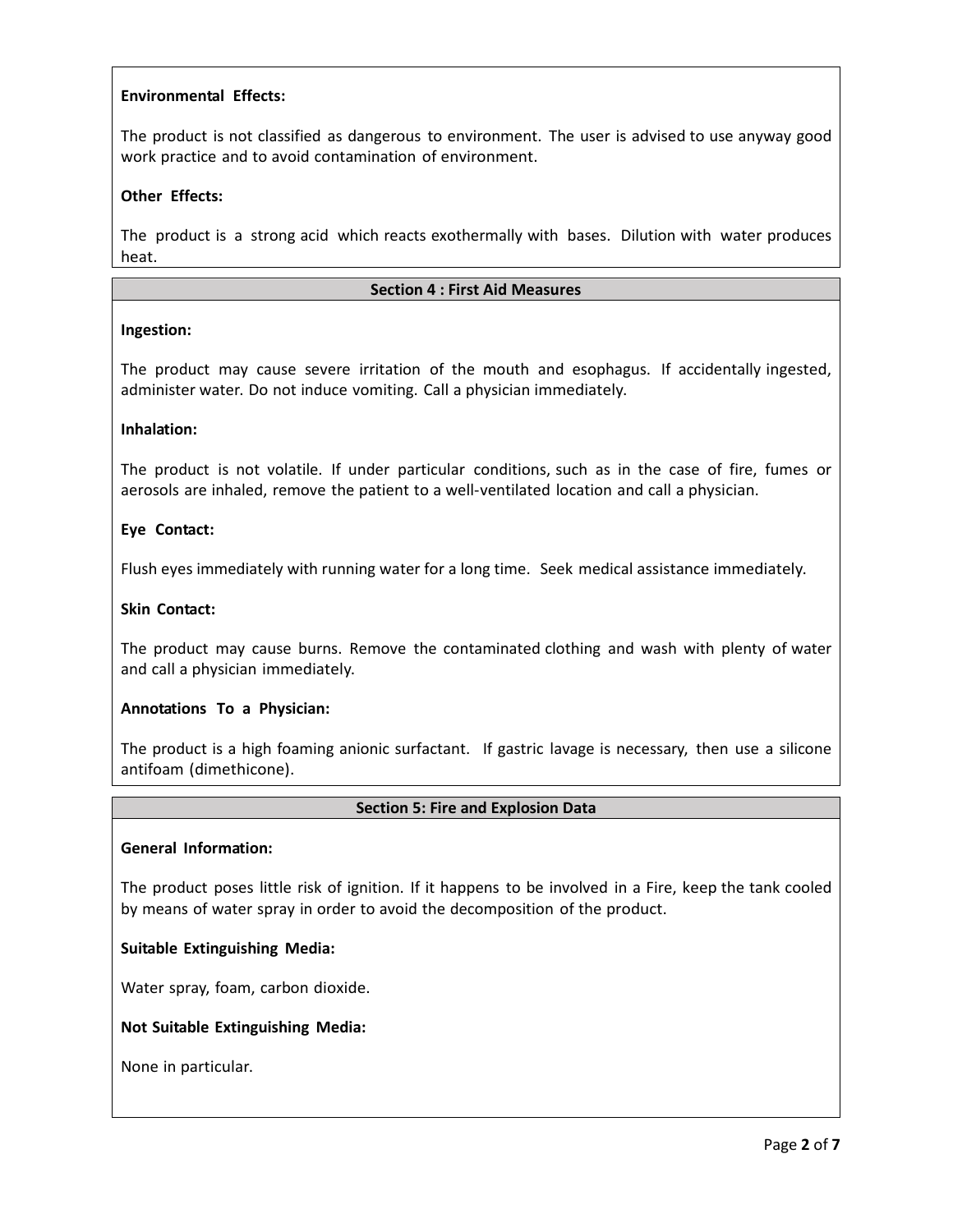**Environmental Effects:**

The product is not classified as dangerous to environment. The user is advised to use anyway good work practice and to avoid contamination of environment.

**Other Effects:**

The product is a strong acid which reacts exothermally with bases. Dilution with water produces heat.

## Section 4 : First Aid Measures

**Ingestion:**

The product may cause severe irritation of the mouth and esophagus. If accidentally ingested, administer water. Do not induce vomiting. Call a physician immediately.

**Inhalation:**

The product is not volatile. If under particular conditions, such as in the case of fire, fumes or aerosols are inhaled, remove the patient to a well-ventilated location and call a physician.

**Eye Contact:**

Flush eyes immediately with running water for a long time. Seek medical assistance immediately.

**Skin Contact:**

The product may cause burns. Remove the contaminated clothing and wash with plenty of water and call a physician immediately.

**Annotations To a Physician:**

The product is a high foaming anionic surfactant. If gastric lavage is necessary, then use a silicone antifoam (dimethicone).

## Section 5: Fire and Explosion Data

**General Information:**

The product poses little risk of ignition. If it happens to be involved in a Fire, keep the tank cooled by means of water spray in order to avoid the decomposition of the product.

**Suitable Extinguishing Media:**

Water spray, foam, carbon dioxide.

**Not Suitable Extinguishing Media:**

None in particular.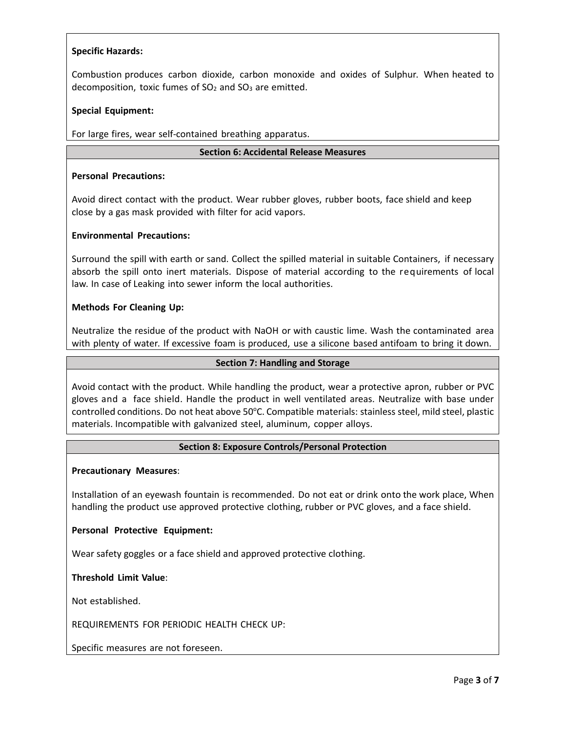**Specific Hazards:**

Combustion produces carbon dioxide, carbon monoxide and oxides of Sulphur. When heated to decomposition, toxic fumes of $SO_2$ and $SO_3$ are emitted.

**Special Equipment:**

For large fires, wear self-contained breathing apparatus.

## Section 6: Accidental Release Measures

**Personal Precautions:**

Avoid direct contact with the product. Wear rubber gloves, rubber boots, face shield and keep close by a gas mask provided with filter for acid vapors.

**Environmental Precautions:**

Surround the spill with earth or sand. Collect the spilled material in suitable Containers, if necessary absorb the spill onto inert materials. Dispose of material according to the requirements of local law. In case of Leaking into sewer inform the local authorities.

**Methods For Cleaning Up:**

Neutralize the residue of the product with NaOH or with caustic lime. Wash the contaminated area with plenty of water. If excessive foam is produced, use a silicone based antifoam to bring it down.

## Section 7: Handling and Storage

Avoid contact with the product. While handling the product, wear a protective apron, rubber or PVC gloves and a face shield. Handle the product in well ventilated areas. Neutralize with base under controlled conditions. Do not heat above 50°C. Compatible materials: stainless steel, mild steel, plastic materials. Incompatible with galvanized steel, aluminum, copper alloys.

## Section 8: Exposure Controls/Personal Protection

**Precautionary Measures**:

Installation of an eyewash fountain is recommended. Do not eat or drink onto the work place, When handling the product use approved protective clothing, rubber or PVC gloves, and a face shield.

**Personal Protective Equipment:**

Wear safety goggles or a face shield and approved protective clothing.

**Threshold Limit Value**:

Not established.

REQUIREMENTS FOR PERIODIC HEALTH CHECK UP:

Specific measures are not foreseen.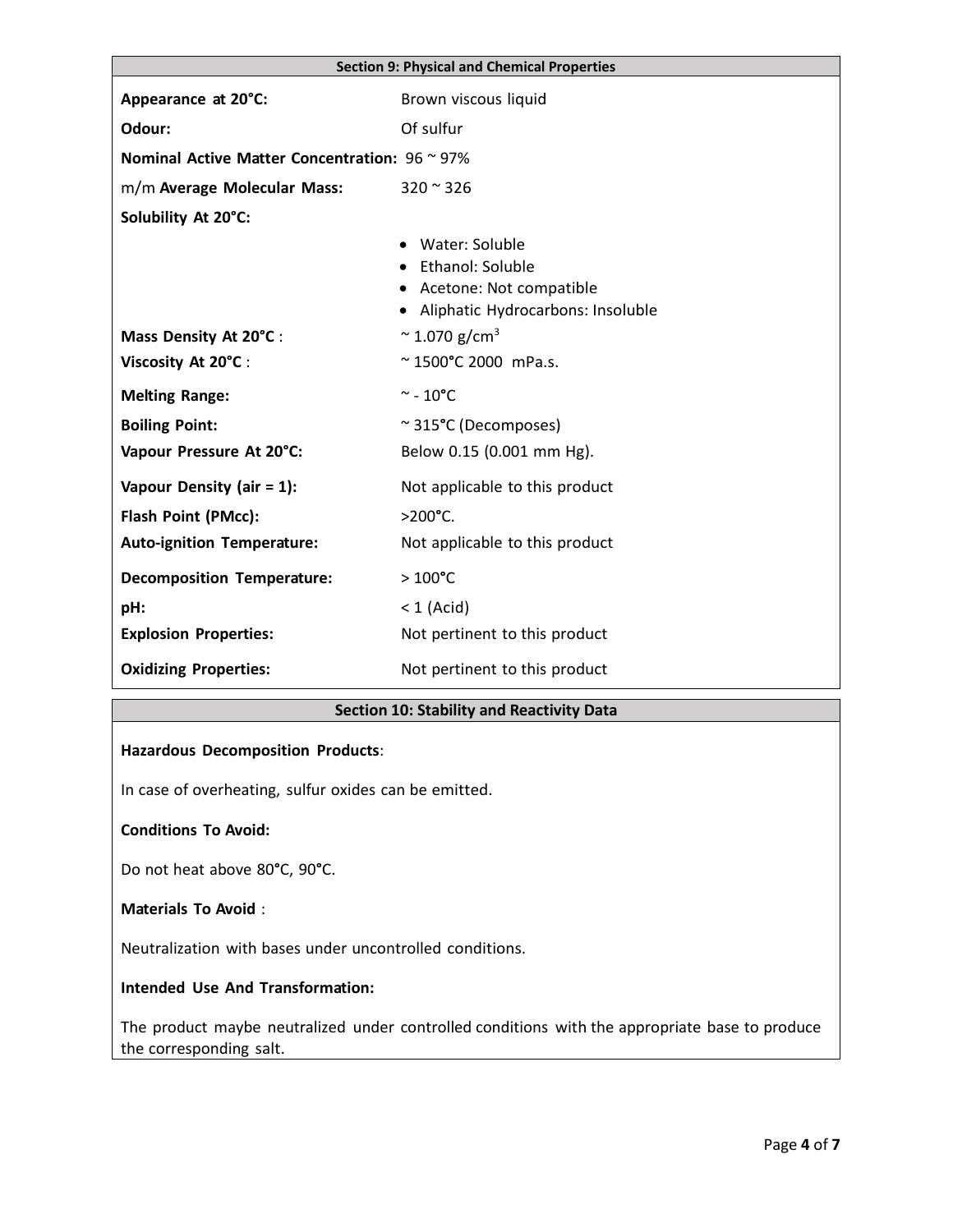## Section 9: Physical and Chemical Properties

| Property | Value |
|---|---|
| **Appearance at 20°C:** | Brown viscous liquid |
| **Odour:** | Of sulfur |
| **Nominal Active Matter Concentration:** | 96 ~ 97% |
| m/m **Average Molecular Mass:** | 320 ~ 326 |
| **Solubility At 20°C:** | • Water: Soluble<br>• Ethanol: Soluble<br>• Acetone: Not compatible<br>• Aliphatic Hydrocarbons: Insoluble |
| **Mass Density At 20°C** : | ~ 1.070 g/cm$^3$ |
| **Viscosity At 20°C** : | ~ 1500°C 2000 mPa.s. |
| **Melting Range:** | ~ - 10°C |
| **Boiling Point:** | ~ 315°C (Decomposes) |
| **Vapour Pressure At 20°C:** | Below 0.15 (0.001 mm Hg). |
| **Vapour Density (air = 1):** | Not applicable to this product |
| **Flash Point (PMcc):** | >200°C. |
| **Auto-ignition Temperature:** | Not applicable to this product |
| **Decomposition Temperature:** | > 100°C |
| **pH:** | < 1 (Acid) |
| **Explosion Properties:** | Not pertinent to this product |
| **Oxidizing Properties:** | Not pertinent to this product |

## Section 10: Stability and Reactivity Data

**Hazardous Decomposition Products**:

In case of overheating, sulfur oxides can be emitted.

**Conditions To Avoid:**

Do not heat above 80°C, 90°C.

**Materials To Avoid** :

Neutralization with bases under uncontrolled conditions.

**Intended Use And Transformation:**

The product maybe neutralized under controlled conditions with the appropriate base to produce the corresponding salt.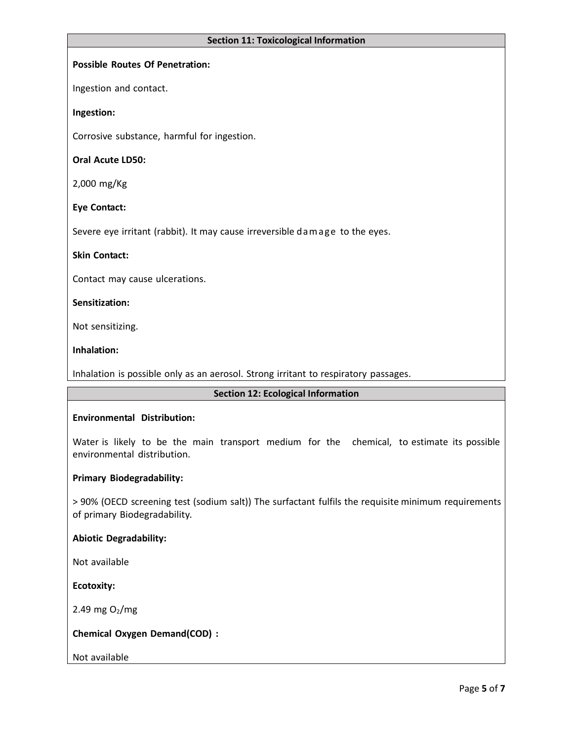## Section 11: Toxicological Information

**Possible Routes Of Penetration:**

Ingestion and contact.

**Ingestion:**

Corrosive substance, harmful for ingestion.

**Oral Acute LD50:**

2,000 mg/Kg

**Eye Contact:**

Severe eye irritant (rabbit). It may cause irreversible damage to the eyes.

**Skin Contact:**

Contact may cause ulcerations.

**Sensitization:**

Not sensitizing.

**Inhalation:**

Inhalation is possible only as an aerosol. Strong irritant to respiratory passages.

## Section 12: Ecological Information

**Environmental Distribution:**

Water is likely to be the main transport medium for the chemical, to estimate its possible environmental distribution.

**Primary Biodegradability:**

> 90% (OECD screening test (sodium salt)) The surfactant fulfils the requisite minimum requirements of primary Biodegradability.

**Abiotic Degradability:**

Not available

**Ecotoxity:**

2.49 mg $O_2$/mg

**Chemical Oxygen Demand(COD) :**

Not available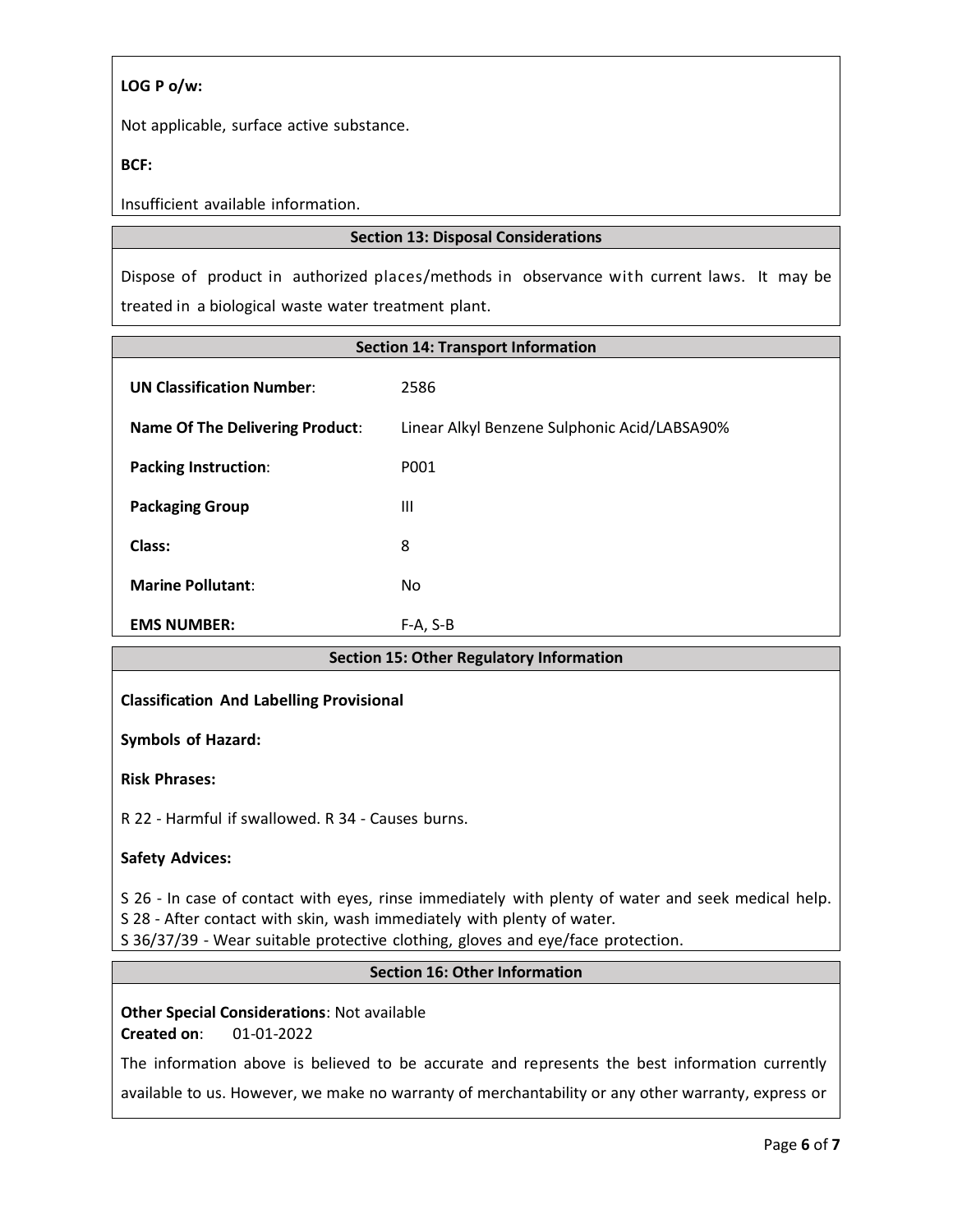**LOG P o/w:**

Not applicable, surface active substance.

**BCF:**

Insufficient available information.

## Section 13: Disposal Considerations

Dispose of product in authorized places/methods in observance with current laws. It may be treated in a biological waste water treatment plant.

## Section 14: Transport Information

| | |
|---|---|
| **UN Classification Number**: | 2586 |
| **Name Of The Delivering Product**: | Linear Alkyl Benzene Sulphonic Acid/LABSA90% |
| **Packing Instruction**: | P001 |
| **Packaging Group** | III |
| **Class:** | 8 |
| **Marine Pollutant**: | No |
| **EMS NUMBER:** | F-A, S-B |

## Section 15: Other Regulatory Information

**Classification And Labelling Provisional**

**Symbols of Hazard:**

**Risk Phrases:**

R 22 - Harmful if swallowed. R 34 - Causes burns.

**Safety Advices:**

S 26 - In case of contact with eyes, rinse immediately with plenty of water and seek medical help.
S 28 - After contact with skin, wash immediately with plenty of water.
S 36/37/39 - Wear suitable protective clothing, gloves and eye/face protection.

## Section 16: Other Information

**Other Special Considerations**: Not available
**Created on**: 01-01-2022

The information above is believed to be accurate and represents the best information currently available to us. However, we make no warranty of merchantability or any other warranty, express or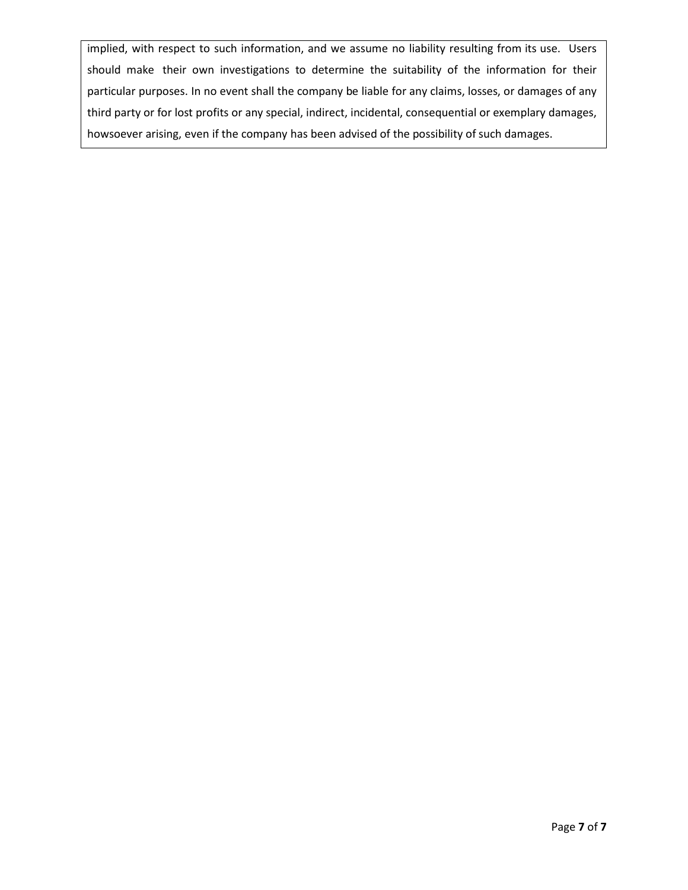implied, with respect to such information, and we assume no liability resulting from its use. Users should make their own investigations to determine the suitability of the information for their particular purposes. In no event shall the company be liable for any claims, losses, or damages of any third party or for lost profits or any special, indirect, incidental, consequential or exemplary damages, howsoever arising, even if the company has been advised of the possibility of such damages.